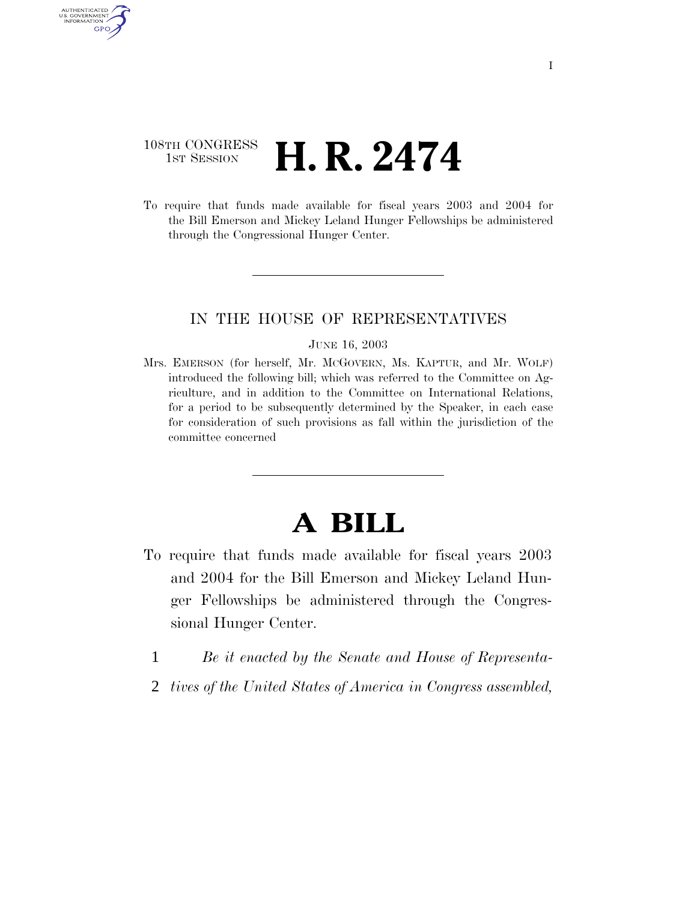108TH CONGRESS
1ST SESSION

# H. R. 2474

To require that funds made available for fiscal years 2003 and 2004 for the Bill Emerson and Mickey Leland Hunger Fellowships be administered through the Congressional Hunger Center.

IN THE HOUSE OF REPRESENTATIVES

JUNE 16, 2003

Mrs. EMERSON (for herself, Mr. MCGOVERN, Ms. KAPTUR, and Mr. WOLF) introduced the following bill; which was referred to the Committee on Agriculture, and in addition to the Committee on International Relations, for a period to be subsequently determined by the Speaker, in each case for consideration of such provisions as fall within the jurisdiction of the committee concerned

# A BILL

To require that funds made available for fiscal years 2003 and 2004 for the Bill Emerson and Mickey Leland Hunger Fellowships be administered through the Congressional Hunger Center.

1 *Be it enacted by the Senate and House of Representa-*
2 *tives of the United States of America in Congress assembled,*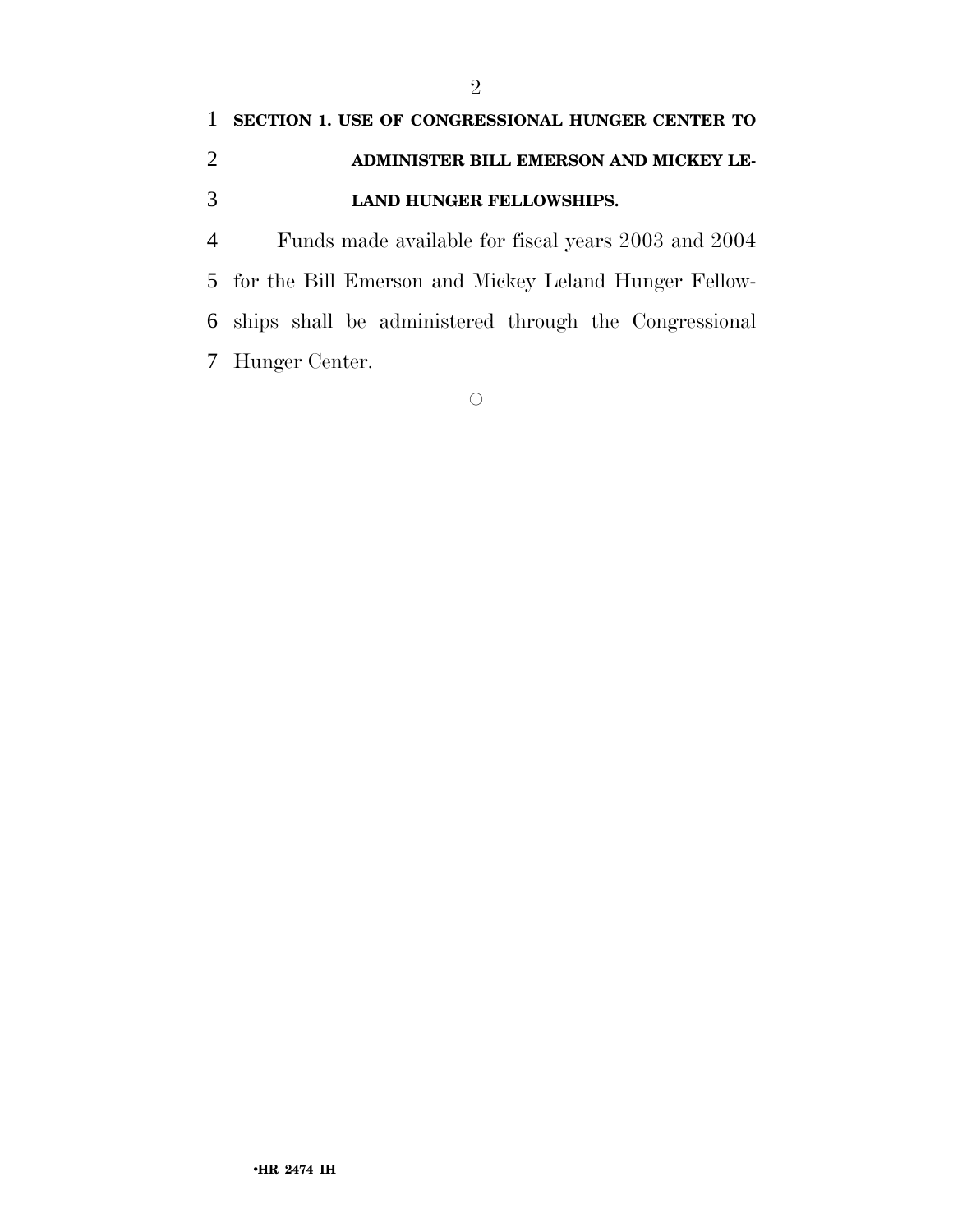**SECTION 1. USE OF CONGRESSIONAL HUNGER CENTER TO ADMINISTER BILL EMERSON AND MICKEY LELAND HUNGER FELLOWSHIPS.**

Funds made available for fiscal years 2003 and 2004 for the Bill Emerson and Mickey Leland Hunger Fellowships shall be administered through the Congressional Hunger Center.

○